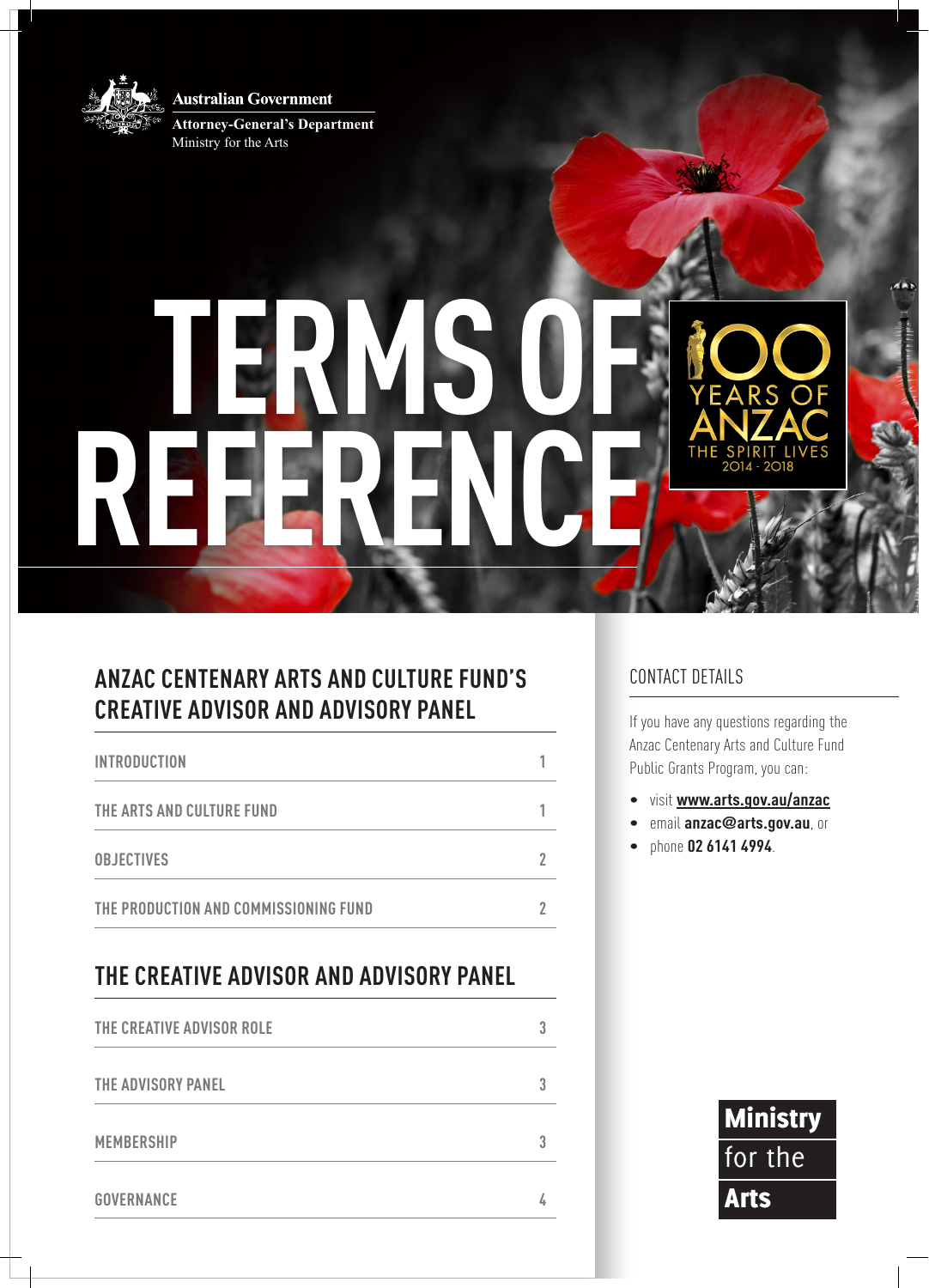Australian Government

Attorney-General's Department

Ministry for the Arts

# TERMS OF REFERENCE

100 YEARS OF ANZAC
THE SPIRIT LIVES
2014 - 2018

## ANZAC CENTENARY ARTS AND CULTURE FUND'S CREATIVE ADVISOR AND ADVISORY PANEL

| | |
|---|---|
| INTRODUCTION | 1 |
| THE ARTS AND CULTURE FUND | 1 |
| OBJECTIVES | 2 |
| THE PRODUCTION AND COMMISSIONING FUND | 2 |

## THE CREATIVE ADVISOR AND ADVISORY PANEL

| | |
|---|---|
| THE CREATIVE ADVISOR ROLE | 3 |
| THE ADVISORY PANEL | 3 |
| MEMBERSHIP | 3 |
| GOVERNANCE | 4 |

### CONTACT DETAILS

If you have any questions regarding the Anzac Centenary Arts and Culture Fund Public Grants Program, you can:

- visit **www.arts.gov.au/anzac**
- email **anzac@arts.gov.au**, or
- phone **02 6141 4994**.

**Ministry**
for the
**Arts**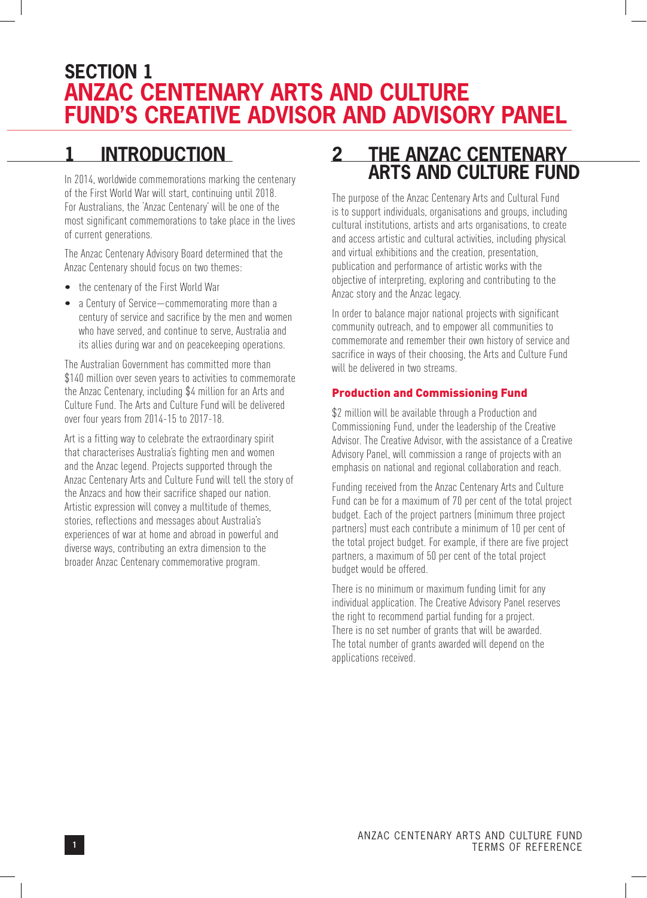# SECTION 1
# ANZAC CENTENARY ARTS AND CULTURE FUND'S CREATIVE ADVISOR AND ADVISORY PANEL

## 1 INTRODUCTION

In 2014, worldwide commemorations marking the centenary of the First World War will start, continuing until 2018. For Australians, the 'Anzac Centenary' will be one of the most significant commemorations to take place in the lives of current generations.

The Anzac Centenary Advisory Board determined that the Anzac Centenary should focus on two themes:

- the centenary of the First World War
- a Century of Service—commemorating more than a century of service and sacrifice by the men and women who have served, and continue to serve, Australia and its allies during war and on peacekeeping operations.

The Australian Government has committed more than $140 million over seven years to activities to commemorate the Anzac Centenary, including $4 million for an Arts and Culture Fund. The Arts and Culture Fund will be delivered over four years from 2014-15 to 2017-18.

Art is a fitting way to celebrate the extraordinary spirit that characterises Australia's fighting men and women and the Anzac legend. Projects supported through the Anzac Centenary Arts and Culture Fund will tell the story of the Anzacs and how their sacrifice shaped our nation. Artistic expression will convey a multitude of themes, stories, reflections and messages about Australia's experiences of war at home and abroad in powerful and diverse ways, contributing an extra dimension to the broader Anzac Centenary commemorative program.

## 2 THE ANZAC CENTENARY ARTS AND CULTURE FUND

The purpose of the Anzac Centenary Arts and Cultural Fund is to support individuals, organisations and groups, including cultural institutions, artists and arts organisations, to create and access artistic and cultural activities, including physical and virtual exhibitions and the creation, presentation, publication and performance of artistic works with the objective of interpreting, exploring and contributing to the Anzac story and the Anzac legacy.

In order to balance major national projects with significant community outreach, and to empower all communities to commemorate and remember their own history of service and sacrifice in ways of their choosing, the Arts and Culture Fund will be delivered in two streams.

### Production and Commissioning Fund

$2 million will be available through a Production and Commissioning Fund, under the leadership of the Creative Advisor. The Creative Advisor, with the assistance of a Creative Advisory Panel, will commission a range of projects with an emphasis on national and regional collaboration and reach.

Funding received from the Anzac Centenary Arts and Culture Fund can be for a maximum of 70 per cent of the total project budget. Each of the project partners (minimum three project partners) must each contribute a minimum of 10 per cent of the total project budget. For example, if there are five project partners, a maximum of 50 per cent of the total project budget would be offered.

There is no minimum or maximum funding limit for any individual application. The Creative Advisory Panel reserves the right to recommend partial funding for a project. There is no set number of grants that will be awarded. The total number of grants awarded will depend on the applications received.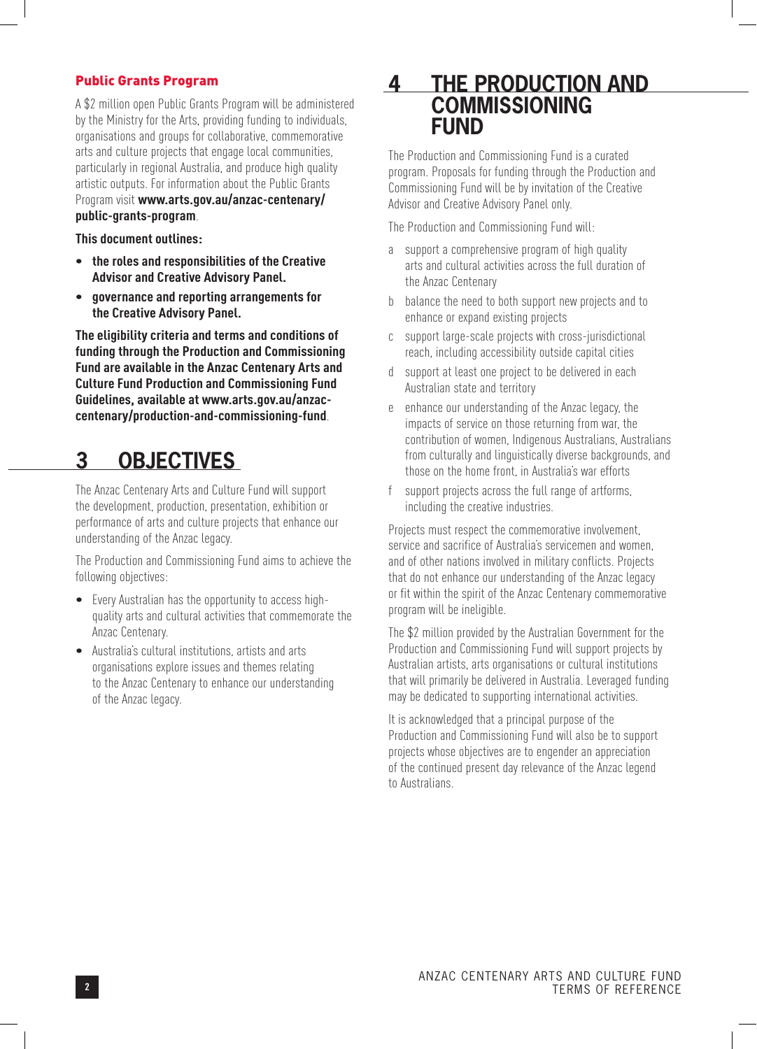### Public Grants Program

A $2 million open Public Grants Program will be administered by the Ministry for the Arts, providing funding to individuals, organisations and groups for collaborative, commemorative arts and culture projects that engage local communities, particularly in regional Australia, and produce high quality artistic outputs. For information about the Public Grants Program visit **www.arts.gov.au/anzac-centenary/public-grants-program**.

**This document outlines:**

- **the roles and responsibilities of the Creative Advisor and Creative Advisory Panel.**
- **governance and reporting arrangements for the Creative Advisory Panel.**

**The eligibility criteria and terms and conditions of funding through the Production and Commissioning Fund are available in the Anzac Centenary Arts and Culture Fund Production and Commissioning Fund Guidelines, available at www.arts.gov.au/anzac-centenary/production-and-commissioning-fund**.

# 3 OBJECTIVES

The Anzac Centenary Arts and Culture Fund will support the development, production, presentation, exhibition or performance of arts and culture projects that enhance our understanding of the Anzac legacy.

The Production and Commissioning Fund aims to achieve the following objectives:

- Every Australian has the opportunity to access high-quality arts and cultural activities that commemorate the Anzac Centenary.
- Australia's cultural institutions, artists and arts organisations explore issues and themes relating to the Anzac Centenary to enhance our understanding of the Anzac legacy.

# 4 THE PRODUCTION AND COMMISSIONING FUND

The Production and Commissioning Fund is a curated program. Proposals for funding through the Production and Commissioning Fund will be by invitation of the Creative Advisor and Creative Advisory Panel only.

The Production and Commissioning Fund will:

a support a comprehensive program of high quality arts and cultural activities across the full duration of the Anzac Centenary

b balance the need to both support new projects and to enhance or expand existing projects

c support large-scale projects with cross-jurisdictional reach, including accessibility outside capital cities

d support at least one project to be delivered in each Australian state and territory

e enhance our understanding of the Anzac legacy, the impacts of service on those returning from war, the contribution of women, Indigenous Australians, Australians from culturally and linguistically diverse backgrounds, and those on the home front, in Australia's war efforts

f support projects across the full range of artforms, including the creative industries.

Projects must respect the commemorative involvement, service and sacrifice of Australia's servicemen and women, and of other nations involved in military conflicts. Projects that do not enhance our understanding of the Anzac legacy or fit within the spirit of the Anzac Centenary commemorative program will be ineligible.

The $2 million provided by the Australian Government for the Production and Commissioning Fund will support projects by Australian artists, arts organisations or cultural institutions that will primarily be delivered in Australia. Leveraged funding may be dedicated to supporting international activities.

It is acknowledged that a principal purpose of the Production and Commissioning Fund will also be to support projects whose objectives are to engender an appreciation of the continued present day relevance of the Anzac legend to Australians.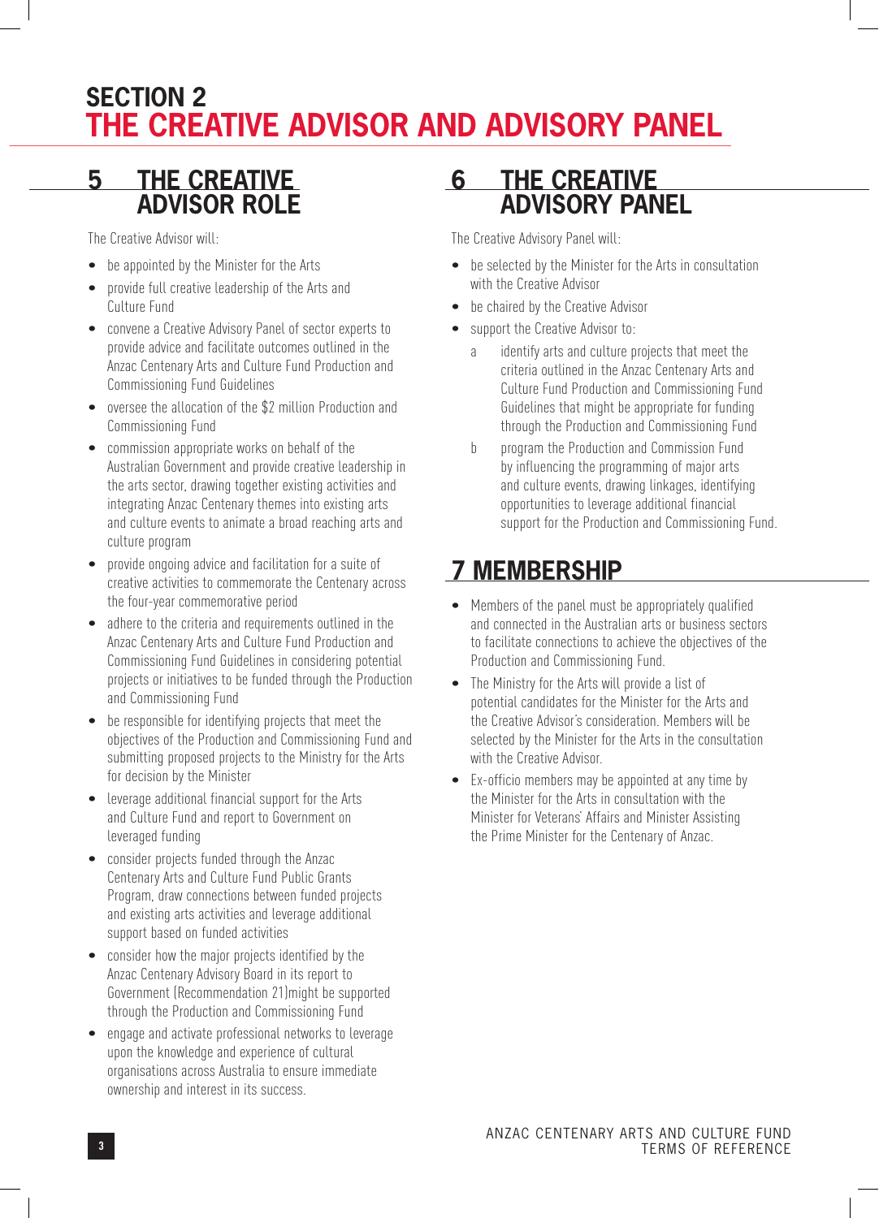# SECTION 2
# THE CREATIVE ADVISOR AND ADVISORY PANEL

## 5 THE CREATIVE ADVISOR ROLE

The Creative Advisor will:

- be appointed by the Minister for the Arts
- provide full creative leadership of the Arts and Culture Fund
- convene a Creative Advisory Panel of sector experts to provide advice and facilitate outcomes outlined in the Anzac Centenary Arts and Culture Fund Production and Commissioning Fund Guidelines
- oversee the allocation of the $2 million Production and Commissioning Fund
- commission appropriate works on behalf of the Australian Government and provide creative leadership in the arts sector, drawing together existing activities and integrating Anzac Centenary themes into existing arts and culture events to animate a broad reaching arts and culture program
- provide ongoing advice and facilitation for a suite of creative activities to commemorate the Centenary across the four-year commemorative period
- adhere to the criteria and requirements outlined in the Anzac Centenary Arts and Culture Fund Production and Commissioning Fund Guidelines in considering potential projects or initiatives to be funded through the Production and Commissioning Fund
- be responsible for identifying projects that meet the objectives of the Production and Commissioning Fund and submitting proposed projects to the Ministry for the Arts for decision by the Minister
- leverage additional financial support for the Arts and Culture Fund and report to Government on leveraged funding
- consider projects funded through the Anzac Centenary Arts and Culture Fund Public Grants Program, draw connections between funded projects and existing arts activities and leverage additional support based on funded activities
- consider how the major projects identified by the Anzac Centenary Advisory Board in its report to Government (Recommendation 21)might be supported through the Production and Commissioning Fund
- engage and activate professional networks to leverage upon the knowledge and experience of cultural organisations across Australia to ensure immediate ownership and interest in its success.

## 6 THE CREATIVE ADVISORY PANEL

The Creative Advisory Panel will:

- be selected by the Minister for the Arts in consultation with the Creative Advisor
- be chaired by the Creative Advisor
- support the Creative Advisor to:
  - a identify arts and culture projects that meet the criteria outlined in the Anzac Centenary Arts and Culture Fund Production and Commissioning Fund Guidelines that might be appropriate for funding through the Production and Commissioning Fund
  - b program the Production and Commission Fund by influencing the programming of major arts and culture events, drawing linkages, identifying opportunities to leverage additional financial support for the Production and Commissioning Fund.

## 7 MEMBERSHIP

- Members of the panel must be appropriately qualified and connected in the Australian arts or business sectors to facilitate connections to achieve the objectives of the Production and Commissioning Fund.
- The Ministry for the Arts will provide a list of potential candidates for the Minister for the Arts and the Creative Advisor's consideration. Members will be selected by the Minister for the Arts in the consultation with the Creative Advisor.
- Ex-officio members may be appointed at any time by the Minister for the Arts in consultation with the Minister for Veterans' Affairs and Minister Assisting the Prime Minister for the Centenary of Anzac.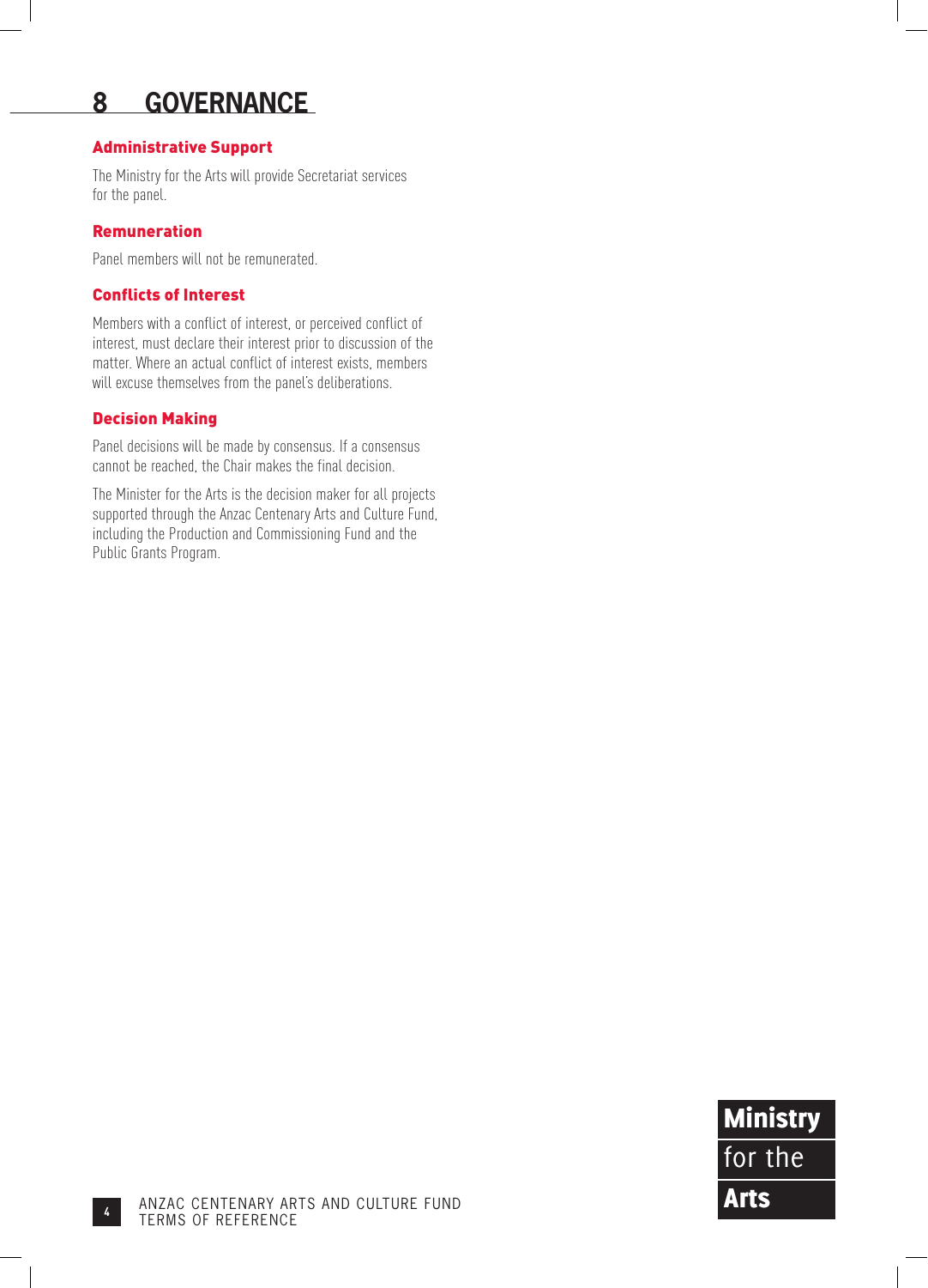# 8 GOVERNANCE

### Administrative Support

The Ministry for the Arts will provide Secretariat services for the panel.

### Remuneration

Panel members will not be remunerated.

### Conflicts of Interest

Members with a conflict of interest, or perceived conflict of interest, must declare their interest prior to discussion of the matter. Where an actual conflict of interest exists, members will excuse themselves from the panel's deliberations.

### Decision Making

Panel decisions will be made by consensus. If a consensus cannot be reached, the Chair makes the final decision.

The Minister for the Arts is the decision maker for all projects supported through the Anzac Centenary Arts and Culture Fund, including the Production and Commissioning Fund and the Public Grants Program.

Ministry for the Arts